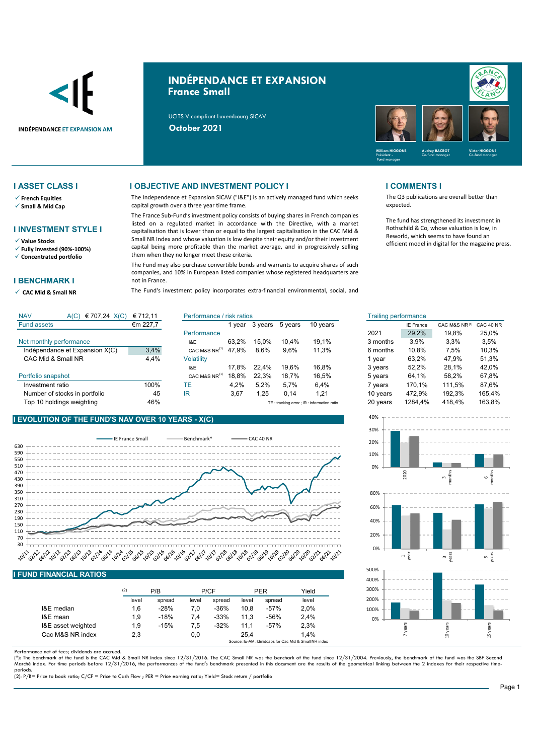# INDÉPENDANCE ET EXPANSION
## France Small

UCITS V compliant Luxembourg SICAV

**October 2021**

William HIGGONS – Président - Fund manager
Audrey BACROT – Co-fund manager
Victor HIGGONS – Co-fund manager

## I ASSET CLASS I

- ✓ French Equities
- ✓ Small & Mid Cap

## I INVESTMENT STYLE I

- ✓ Value Stocks
- ✓ Fully invested (90%-100%)
- ✓ Concentrated portfolio

## I BENCHMARK I

- ✓ CAC Mid & Small NR

## I OBJECTIVE AND INVESTMENT POLICY I

The Independence et Expansion SICAV ("I&E") is an actively managed fund which seeks capital growth over a three year time frame.

The France Sub-Fund's investment policy consists of buying shares in French companies listed on a regulated market in accordance with the Directive, with a market capitalisation that is lower than or equal to the largest capitalisation in the CAC Mid & Small NR Index and whose valuation is low despite their equity and/or their investment capital being more profitable than the market average, and in progressively selling them when they no longer meet these criteria.

The Fund may also purchase convertible bonds and warrants to acquire shares of such companies, and 10% in European listed companies whose registered headquarters are not in France.

The Fund's investment policy incorporates extra-financial environmental, social, and

## I COMMENTS I

The Q3 publications are overall better than expected.

The fund has strengthened its investment in Rothschild & Co, whose valuation is low, in Reworld, which seems to have found an efficient model in digital for the magazine press.

| NAV | A(C) € 707,24 | X(C) € 712,11 |
|---|---|---|
| Fund assets | | €m 227,7 |
| **Net monthly performance** | | |
| Indépendance et Expansion X(C) | | 3,4% |
| CAC Mid & Small NR | | 4,4% |
| **Portfolio snapshot** | | |
| Investment ratio | | 100% |
| Number of stocks in portfolio | | 45 |
| Top 10 holdings weighting | | 46% |

| Performance / risk ratios | 1 year | 3 years | 5 years | 10 years |
|---|---|---|---|---|
| **Performance** | | | | |
| I&E | 63,2% | 15,0% | 10,4% | 19,1% |
| CAC M&S NR[1] | 47,9% | 8,6% | 9,6% | 11,3% |
| **Volatility** | | | | |
| I&E | 17,8% | 22,4% | 19,6% | 16,8% |
| CAC M&S NR[1] | 18,8% | 22,3% | 18,7% | 16,5% |
| TE | 4,2% | 5,2% | 5,7% | 6,4% |
| IR | 3,67 | 1,25 | 0,14 | 1,21 |

TE : tracking error ; IR : information ratio

| Trailing performance | IE France | CAC M&S NR[1] | CAC 40 NR |
|---|---|---|---|
| 2021 | 29,2% | 19,8% | 25,0% |
| 3 months | 3,9% | 3,3% | 3,5% |
| 6 months | 10,8% | 7,5% | 10,3% |
| 1 year | 63,2% | 47,9% | 51,3% |
| 3 years | 52,2% | 28,1% | 42,0% |
| 5 years | 64,1% | 58,2% | 67,8% |
| 7 years | 170,1% | 111,5% | 87,6% |
| 10 years | 472,9% | 192,3% | 165,4% |
| 20 years | 1284,4% | 418,4% | 163,8% |

## I EVOLUTION OF THE FUND'S NAV OVER 10 YEARS - X(C)

## I FUND FINANCIAL RATIOS

| (2) | P/B | | P/CF | | PER | | Yield |
|---|---|---|---|---|---|---|---|
| | level | spread | level | spread | level | spread | level |
| I&E median | 1,6 | -28% | 7,0 | -36% | 10,8 | -57% | 2,0% |
| I&E mean | 1,9 | -18% | 7,4 | -33% | 11,3 | -56% | 2,4% |
| I&E asset weighted | 1,9 | -15% | 7,5 | -32% | 11,1 | -57% | 2,3% |
| Cac M&S NR index | 2,3 | | 0,0 | | 25,4 | | 1,4% |

Source: IE-AM, Idmidcaps for Cac Mid & Small NR index

Performance net of fees; dividends are accrued.

(*): The benchmark of the fund is the CAC Mid & Small NR index since 12/31/2016. The CAC Small NR was the benchark of the fund since 12/31/2004. Previously, the benchmark of the fund was the SBF Second Marché index. For time periods before 12/31/2016, the performances of the fund's benchmark presented in this document are the results of the geometrical linking between the 2 indexes for their respective time-periods.

(2): P/B= Price to book ratio; C/CF = Price to Cash Flow ; PER = Price earning ratio; Yield= Stock return / portfolio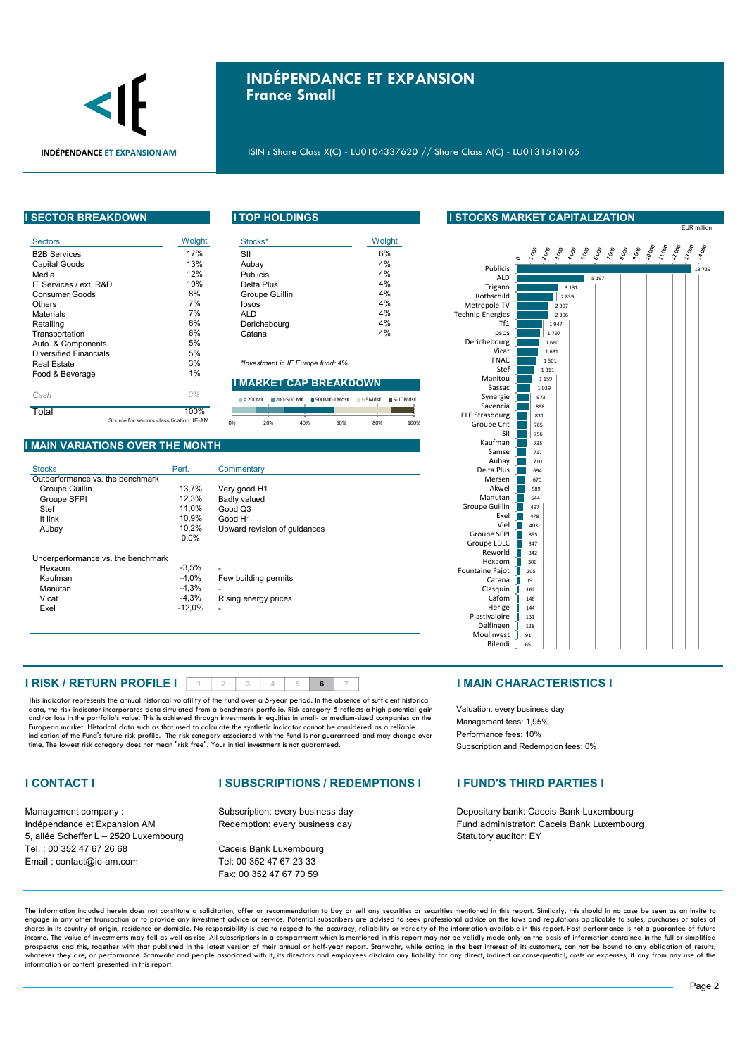# INDÉPENDANCE ET EXPANSION
## France Small

INDÉPENDANCE ET EXPANSION AM

ISIN : Share Class X(C) - LU0104337620 // Share Class A(C) - LU0131510165

## I SECTOR BREAKDOWN

| Sectors | Weight |
|---|---|
| B2B Services | 17% |
| Capital Goods | 13% |
| Media | 12% |
| IT Services / ext. R&D | 10% |
| Consumer Goods | 8% |
| Others | 7% |
| Materials | 7% |
| Retailing | 6% |
| Transportation | 6% |
| Auto. & Components | 5% |
| Diversified Financials | 5% |
| Real Estate | 3% |
| Food & Beverage | 1% |
| *Cash* | *0%* |
| Total | 100% |

Source for sectors classification: IE-AM

## I TOP HOLDINGS

| Stocks* | Weight |
|---|---|
| SII | 6% |
| Aubay | 4% |
| Publicis | 4% |
| Delta Plus | 4% |
| Groupe Guillin | 4% |
| Ipsos | 4% |
| ALD | 4% |
| Derichebourg | 4% |
| Catana | 4% |

*Investment in IE Europe fund: 4%

## I MARKET CAP BREAKDOWN

< 200M€ | 200-500 M€ | 500M€-1Mds€ | 1-5Mds€ | 5-10Mds€

0% 20% 40% 60% 80% 100%

## I STOCKS MARKET CAPITALIZATION

EUR million

0 1 000 2 000 3 000 4 000 5 000 6 000 7 000 8 000 9 000 10 000 11 000 12 000 13 000 14 000

Publicis 13 729
ALD 5 197
Trigano 3 131
Rothschild 2 839
Metropole TV 2 397
Technip Energies 2 396
Tf1 1 947
Ipsos 1 797
Derichebourg 1 660
Vicat 1 631
FNAC 1 501
Stef 1 311
Manitou 1 159
Bassac 1 039
Synergie 973
Savencia 898
ELE Strasbourg 831
Groupe Crit 765
SII 756
Kaufman 735
Samse 717
Aubay 710
Delta Plus 694
Mersen 670
Akwel 589
Manutan 544
Groupe Guillin 497
Exel 478
Viel 403
Groupe SFPI 355
Groupe LDLC 347
Reworld 342
Hexaom 300
Fountaine Pajot 205
Catana 191
Clasquin 162
Cafom 146
Herige 144
Plastivaloire 131
Delfingen 128
Moulinvest 91
Bilendi 65

## I MAIN VARIATIONS OVER THE MONTH

| Stocks | Perf. | Commentary |
|---|---|---|
| Outperformance vs. the benchmark | | |
| Groupe Guillin | 13,7% | Very good H1 |
| Groupe SFPI | 12,3% | Badly valued |
| Stef | 11,0% | Good Q3 |
| It link | 10,9% | Good H1 |
| Aubay | 10,2% | Upward revision of guidances |
| | 0,0% | |
| Underperformance vs. the benchmark | | |
| Hexaom | -3,5% | - |
| Kaufman | -4,0% | Few building permits |
| Manutan | -4,3% | - |
| Vicat | -4,3% | Rising energy prices |
| Exel | -12,0% | - |

## I RISK / RETURN PROFILE I

1 2 3 4 5 **6** 7

This indicator represents the annual historical volatility of the Fund over a 5-year period. In the absence of sufficient historical data, the risk indicator incorporates data simulated from a benchmark portfolio. Risk category 5 reflects a high potential gain and/or loss in the portfolio's value. This is achieved through investments in equities in small- or medium-sized companies on the European market. Historical data such as that used to calculate the synthetic indicator cannot be considered as a reliable indication of the Fund's future risk profile. The risk category associated with the Fund is not guaranteed and may change over time. The lowest risk category does not mean "risk free". Your initial investment is not guaranteed.

## I MAIN CHARACTERISTICS I

Valuation: every business day
Management fees: 1,95%
Performance fees: 10%
Subscription and Redemption fees: 0%

## I CONTACT I

Management company :
Indépendance et Expansion AM
5, allée Scheffer L – 2520 Luxembourg
Tel. : 00 352 47 67 26 68
Email : contact@ie-am.com

## I SUBSCRIPTIONS / REDEMPTIONS I

Subscription: every business day
Redemption: every business day

Caceis Bank Luxembourg
Tel: 00 352 47 67 23 33
Fax: 00 352 47 67 70 59

## I FUND'S THIRD PARTIES I

Depositary bank: Caceis Bank Luxembourg
Fund administrator: Caceis Bank Luxembourg
Statutory auditor: EY

The information included herein does not constitute a solicitation, offer or recommendation to buy or sell any securities or securities mentioned in this report. Similarly, this should in no case be seen as an invite to engage in any other transaction or to provide any investment advice or service. Potential subscribers are advised to seek professional advice on the laws and regulations applicable to sales, purchases or sales of shares in its country of origin, residence or domicile. No responsibility is due to respect to the accuracy, reliability or veracity of the information available in this report. Past performance is not a guarantee of future income. The value of investments may fall as well as rise. All subscriptions in a compartment which is mentioned in this report may not be validly made only on the basis of information contained in the full or simplified prospectus and this, together with that published in the latest version of their annual or half-year report. Stanwahr, while acting in the best interest of its customers, can not be bound to any obligation of results, whatever they are, or performance. Stanwahr and people associated with it, its directors and employees disclaim any liability for any direct, indirect or consequential, costs or expenses, if any from any use of the information or content presented in this report.